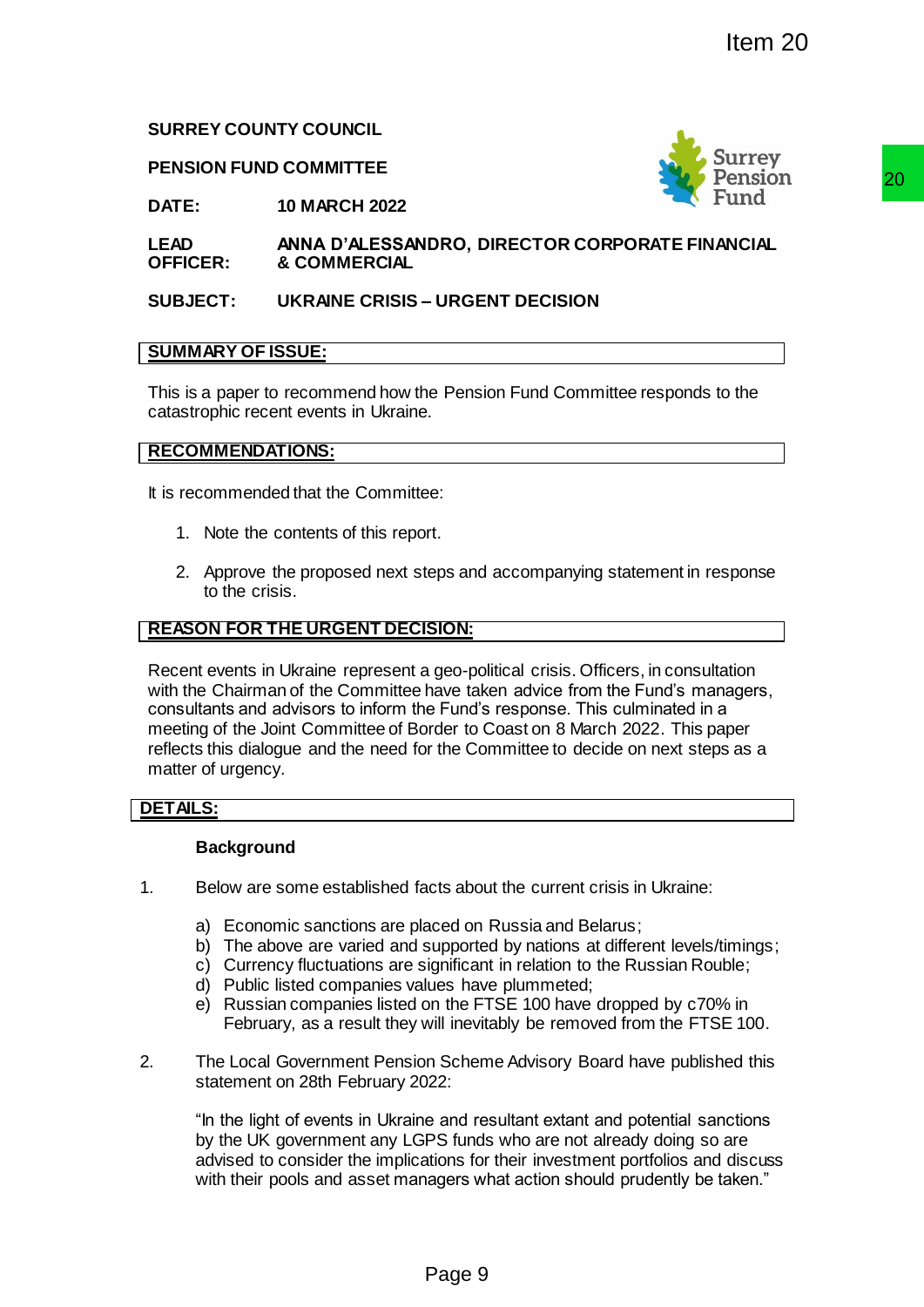Item 20

**SURREY COUNTY COUNCIL**

**PENSION FUND COMMITTEE**

**DATE:** **10 MARCH 2022**

**LEAD OFFICER:** **ANNA D'ALESSANDRO, DIRECTOR CORPORATE FINANCIAL & COMMERCIAL**

**SUBJECT:** **UKRAINE CRISIS – URGENT DECISION**

## SUMMARY OF ISSUE:

This is a paper to recommend how the Pension Fund Committee responds to the catastrophic recent events in Ukraine.

## RECOMMENDATIONS:

It is recommended that the Committee:

1. Note the contents of this report.
2. Approve the proposed next steps and accompanying statement in response to the crisis.

## REASON FOR THE URGENT DECISION:

Recent events in Ukraine represent a geo-political crisis. Officers, in consultation with the Chairman of the Committee have taken advice from the Fund's managers, consultants and advisors to inform the Fund's response. This culminated in a meeting of the Joint Committee of Border to Coast on 8 March 2022. This paper reflects this dialogue and the need for the Committee to decide on next steps as a matter of urgency.

## DETAILS:

### Background

1. Below are some established facts about the current crisis in Ukraine:

    a) Economic sanctions are placed on Russia and Belarus;
    b) The above are varied and supported by nations at different levels/timings;
    c) Currency fluctuations are significant in relation to the Russian Rouble;
    d) Public listed companies values have plummeted;
    e) Russian companies listed on the FTSE 100 have dropped by c70% in February, as a result they will inevitably be removed from the FTSE 100.

2. The Local Government Pension Scheme Advisory Board have published this statement on 28th February 2022:

    "In the light of events in Ukraine and resultant extant and potential sanctions by the UK government any LGPS funds who are not already doing so are advised to consider the implications for their investment portfolios and discuss with their pools and asset managers what action should prudently be taken."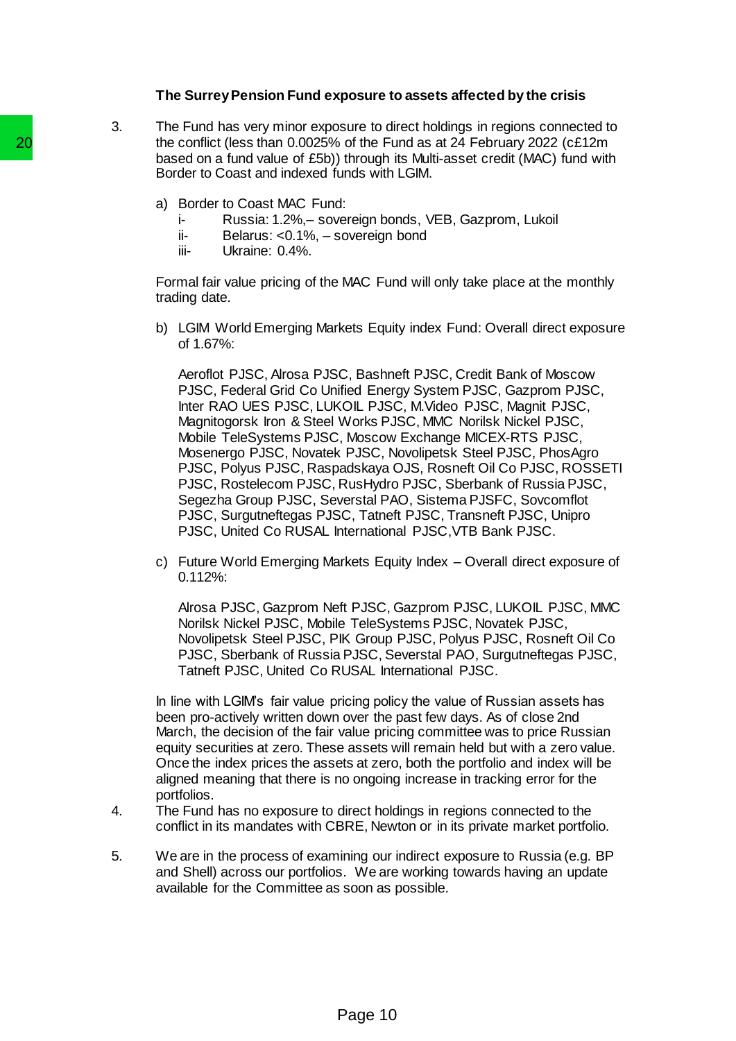**The Surrey Pension Fund exposure to assets affected by the crisis**

3. The Fund has very minor exposure to direct holdings in regions connected to the conflict (less than 0.0025% of the Fund as at 24 February 2022 (c£12m based on a fund value of £5b)) through its Multi-asset credit (MAC) fund with Border to Coast and indexed funds with LGIM.

   a) Border to Coast MAC Fund:
      i- Russia: 1.2%,– sovereign bonds, VEB, Gazprom, Lukoil
      ii- Belarus: <0.1%, – sovereign bond
      iii- Ukraine: 0.4%.

   Formal fair value pricing of the MAC Fund will only take place at the monthly trading date.

   b) LGIM World Emerging Markets Equity index Fund: Overall direct exposure of 1.67%:

      Aeroflot PJSC, Alrosa PJSC, Bashneft PJSC, Credit Bank of Moscow PJSC, Federal Grid Co Unified Energy System PJSC, Gazprom PJSC, Inter RAO UES PJSC, LUKOIL PJSC, M.Video PJSC, Magnit PJSC, Magnitogorsk Iron & Steel Works PJSC, MMC Norilsk Nickel PJSC, Mobile TeleSystems PJSC, Moscow Exchange MICEX-RTS PJSC, Mosenergo PJSC, Novatek PJSC, Novolipetsk Steel PJSC, PhosAgro PJSC, Polyus PJSC, Raspadskaya OJS, Rosneft Oil Co PJSC, ROSSETI PJSC, Rostelecom PJSC, RusHydro PJSC, Sberbank of Russia PJSC, Segezha Group PJSC, Severstal PAO, Sistema PJSFC, Sovcomflot PJSC, Surgutneftegas PJSC, Tatneft PJSC, Transneft PJSC, Unipro PJSC, United Co RUSAL International PJSC,VTB Bank PJSC.

   c) Future World Emerging Markets Equity Index – Overall direct exposure of 0.112%:

      Alrosa PJSC, Gazprom Neft PJSC, Gazprom PJSC, LUKOIL PJSC, MMC Norilsk Nickel PJSC, Mobile TeleSystems PJSC, Novatek PJSC, Novolipetsk Steel PJSC, PIK Group PJSC, Polyus PJSC, Rosneft Oil Co PJSC, Sberbank of Russia PJSC, Severstal PAO, Surgutneftegas PJSC, Tatneft PJSC, United Co RUSAL International PJSC.

   In line with LGIM's fair value pricing policy the value of Russian assets has been pro-actively written down over the past few days. As of close 2nd March, the decision of the fair value pricing committee was to price Russian equity securities at zero. These assets will remain held but with a zero value. Once the index prices the assets at zero, both the portfolio and index will be aligned meaning that there is no ongoing increase in tracking error for the portfolios.

4. The Fund has no exposure to direct holdings in regions connected to the conflict in its mandates with CBRE, Newton or in its private market portfolio.

5. We are in the process of examining our indirect exposure to Russia (e.g. BP and Shell) across our portfolios. We are working towards having an update available for the Committee as soon as possible.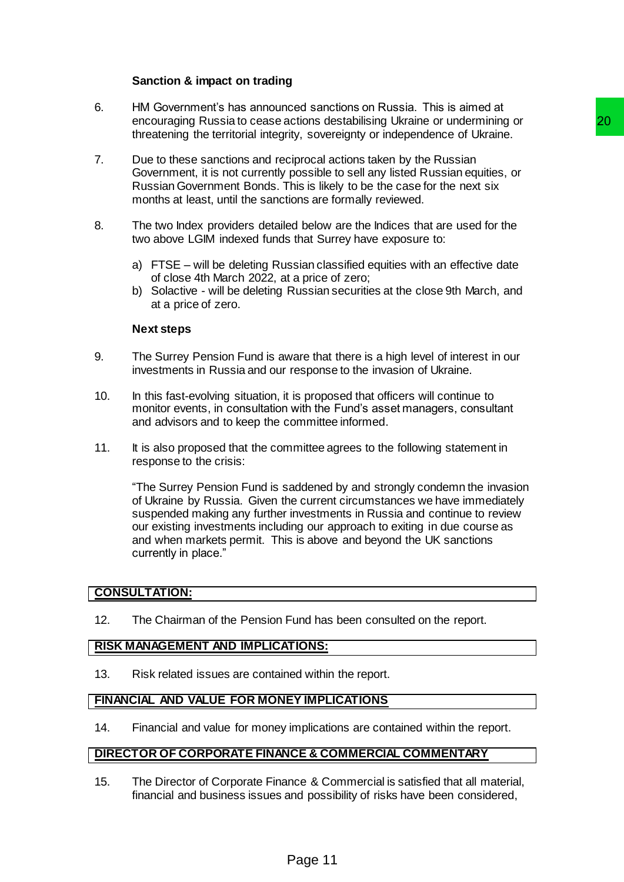**Sanction & impact on trading**

6. HM Government's has announced sanctions on Russia. This is aimed at encouraging Russia to cease actions destabilising Ukraine or undermining or threatening the territorial integrity, sovereignty or independence of Ukraine.

7. Due to these sanctions and reciprocal actions taken by the Russian Government, it is not currently possible to sell any listed Russian equities, or Russian Government Bonds. This is likely to be the case for the next six months at least, until the sanctions are formally reviewed.

8. The two Index providers detailed below are the Indices that are used for the two above LGIM indexed funds that Surrey have exposure to:

   a) FTSE – will be deleting Russian classified equities with an effective date of close 4th March 2022, at a price of zero;
   b) Solactive - will be deleting Russian securities at the close 9th March, and at a price of zero.

**Next steps**

9. The Surrey Pension Fund is aware that there is a high level of interest in our investments in Russia and our response to the invasion of Ukraine.

10. In this fast-evolving situation, it is proposed that officers will continue to monitor events, in consultation with the Fund's asset managers, consultant and advisors and to keep the committee informed.

11. It is also proposed that the committee agrees to the following statement in response to the crisis:

    "The Surrey Pension Fund is saddened by and strongly condemn the invasion of Ukraine by Russia. Given the current circumstances we have immediately suspended making any further investments in Russia and continue to review our existing investments including our approach to exiting in due course as and when markets permit. This is above and beyond the UK sanctions currently in place."

## CONSULTATION:

12. The Chairman of the Pension Fund has been consulted on the report.

## RISK MANAGEMENT AND IMPLICATIONS:

13. Risk related issues are contained within the report.

## FINANCIAL AND VALUE FOR MONEY IMPLICATIONS

14. Financial and value for money implications are contained within the report.

## DIRECTOR OF CORPORATE FINANCE & COMMERCIAL COMMENTARY

15. The Director of Corporate Finance & Commercial is satisfied that all material, financial and business issues and possibility of risks have been considered,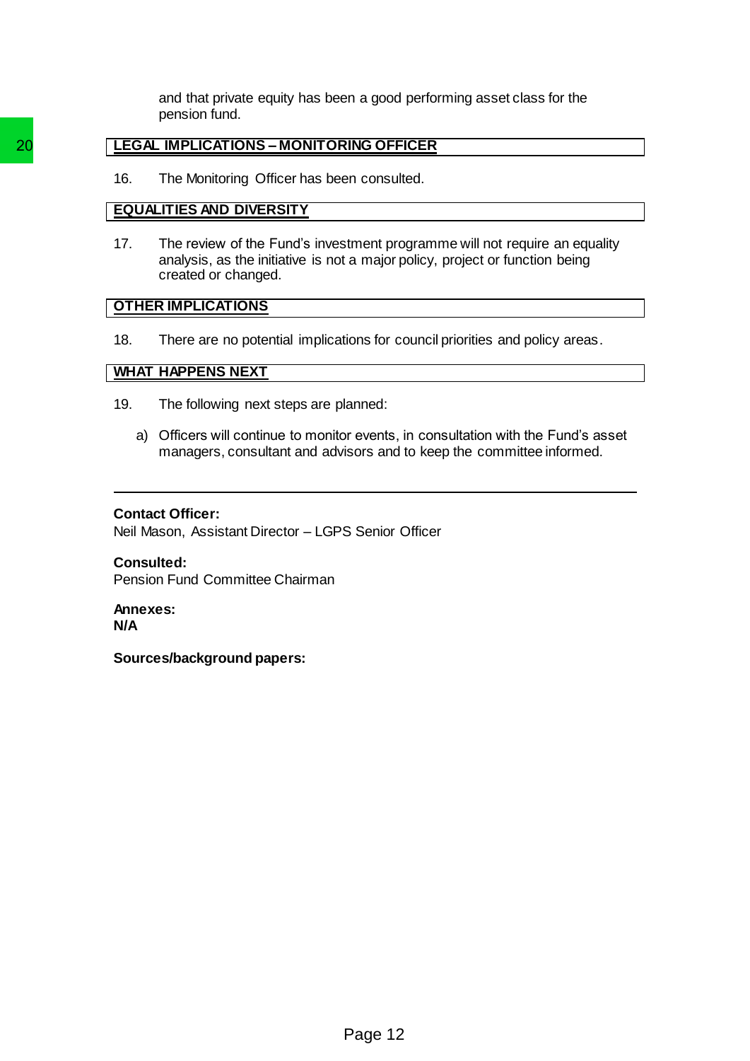and that private equity has been a good performing asset class for the pension fund.

## LEGAL IMPLICATIONS – MONITORING OFFICER

16. The Monitoring Officer has been consulted.

## EQUALITIES AND DIVERSITY

17. The review of the Fund's investment programme will not require an equality analysis, as the initiative is not a major policy, project or function being created or changed.

## OTHER IMPLICATIONS

18. There are no potential implications for council priorities and policy areas.

## WHAT HAPPENS NEXT

19. The following next steps are planned:

    a) Officers will continue to monitor events, in consultation with the Fund's asset managers, consultant and advisors and to keep the committee informed.

---

**Contact Officer:**
Neil Mason, Assistant Director – LGPS Senior Officer

**Consulted:**
Pension Fund Committee Chairman

**Annexes:**
**N/A**

**Sources/background papers:**